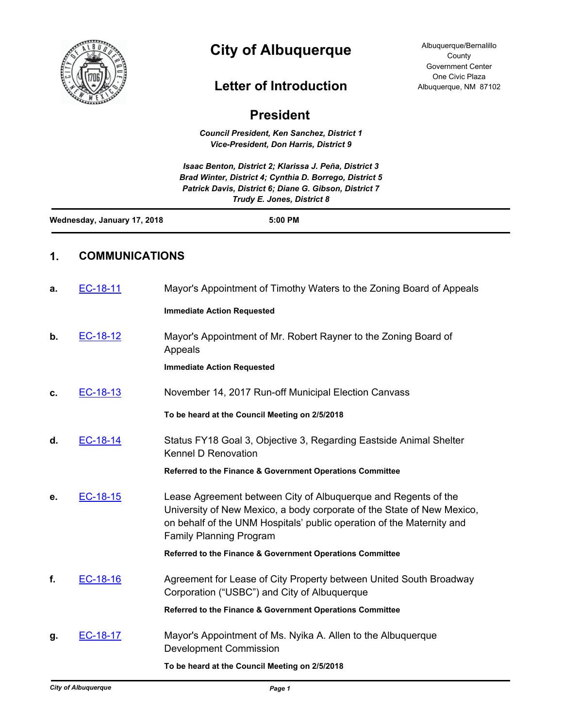# City of Albuquerque

Albuquerque/Bernalillo County Government Center
One Civic Plaza
Albuquerque, NM 87102

## Letter of Introduction

## President

***Council President, Ken Sanchez, District 1***
***Vice-President, Don Harris, District 9***

***Isaac Benton, District 2; Klarissa J. Peña, District 3***
***Brad Winter, District 4; Cynthia D. Borrego, District 5***
***Patrick Davis, District 6; Diane G. Gibson, District 7***
***Trudy E. Jones, District 8***

**Wednesday, January 17, 2018** **5:00 PM**

## 1. COMMUNICATIONS

**a.** EC-18-11 Mayor's Appointment of Timothy Waters to the Zoning Board of Appeals

**Immediate Action Requested**

**b.** EC-18-12 Mayor's Appointment of Mr. Robert Rayner to the Zoning Board of Appeals

**Immediate Action Requested**

**c.** EC-18-13 November 14, 2017 Run-off Municipal Election Canvass

**To be heard at the Council Meeting on 2/5/2018**

**d.** EC-18-14 Status FY18 Goal 3, Objective 3, Regarding Eastside Animal Shelter Kennel D Renovation

**Referred to the Finance & Government Operations Committee**

**e.** EC-18-15 Lease Agreement between City of Albuquerque and Regents of the University of New Mexico, a body corporate of the State of New Mexico, on behalf of the UNM Hospitals' public operation of the Maternity and Family Planning Program

**Referred to the Finance & Government Operations Committee**

**f.** EC-18-16 Agreement for Lease of City Property between United South Broadway Corporation ("USBC") and City of Albuquerque

**Referred to the Finance & Government Operations Committee**

**g.** EC-18-17 Mayor's Appointment of Ms. Nyika A. Allen to the Albuquerque Development Commission

**To be heard at the Council Meeting on 2/5/2018**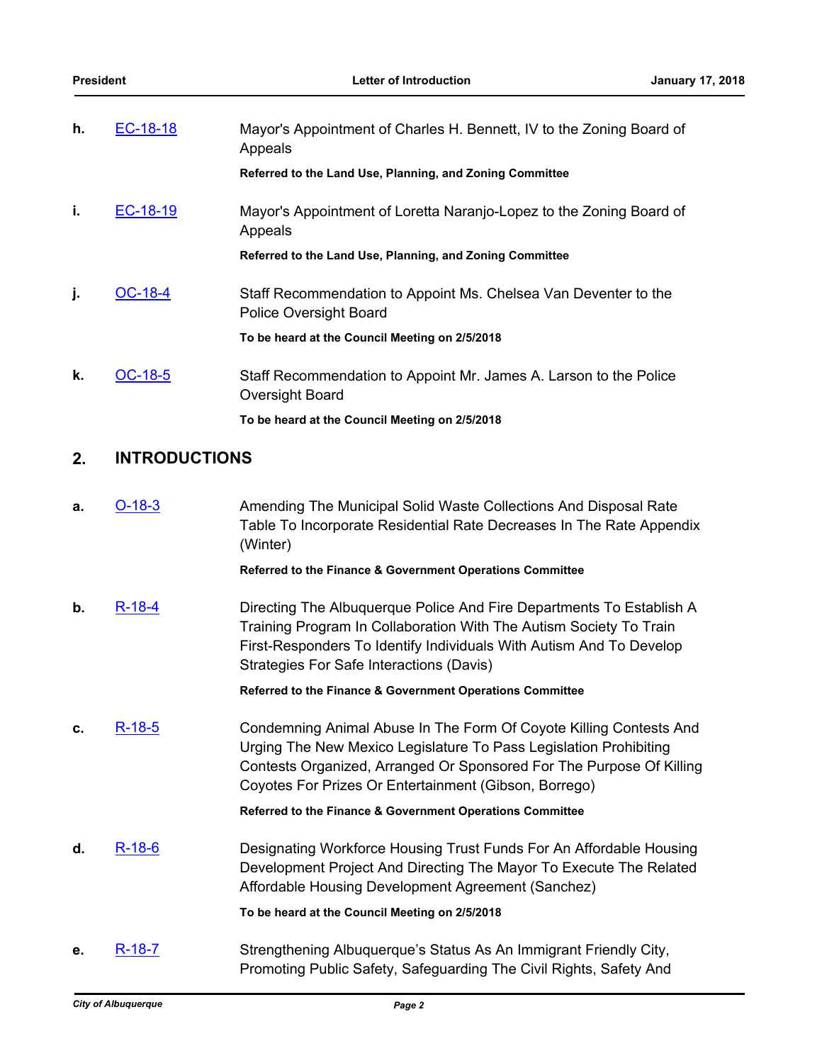**h.** EC-18-18 Mayor's Appointment of Charles H. Bennett, IV to the Zoning Board of Appeals

**Referred to the Land Use, Planning, and Zoning Committee**

**i.** EC-18-19 Mayor's Appointment of Loretta Naranjo-Lopez to the Zoning Board of Appeals

**Referred to the Land Use, Planning, and Zoning Committee**

**j.** OC-18-4 Staff Recommendation to Appoint Ms. Chelsea Van Deventer to the Police Oversight Board

**To be heard at the Council Meeting on 2/5/2018**

**k.** OC-18-5 Staff Recommendation to Appoint Mr. James A. Larson to the Police Oversight Board

**To be heard at the Council Meeting on 2/5/2018**

## 2. INTRODUCTIONS

**a.** O-18-3 Amending The Municipal Solid Waste Collections And Disposal Rate Table To Incorporate Residential Rate Decreases In The Rate Appendix (Winter)

**Referred to the Finance & Government Operations Committee**

**b.** R-18-4 Directing The Albuquerque Police And Fire Departments To Establish A Training Program In Collaboration With The Autism Society To Train First-Responders To Identify Individuals With Autism And To Develop Strategies For Safe Interactions (Davis)

**Referred to the Finance & Government Operations Committee**

**c.** R-18-5 Condemning Animal Abuse In The Form Of Coyote Killing Contests And Urging The New Mexico Legislature To Pass Legislation Prohibiting Contests Organized, Arranged Or Sponsored For The Purpose Of Killing Coyotes For Prizes Or Entertainment (Gibson, Borrego)

**Referred to the Finance & Government Operations Committee**

**d.** R-18-6 Designating Workforce Housing Trust Funds For An Affordable Housing Development Project And Directing The Mayor To Execute The Related Affordable Housing Development Agreement (Sanchez)

**To be heard at the Council Meeting on 2/5/2018**

**e.** R-18-7 Strengthening Albuquerque's Status As An Immigrant Friendly City, Promoting Public Safety, Safeguarding The Civil Rights, Safety And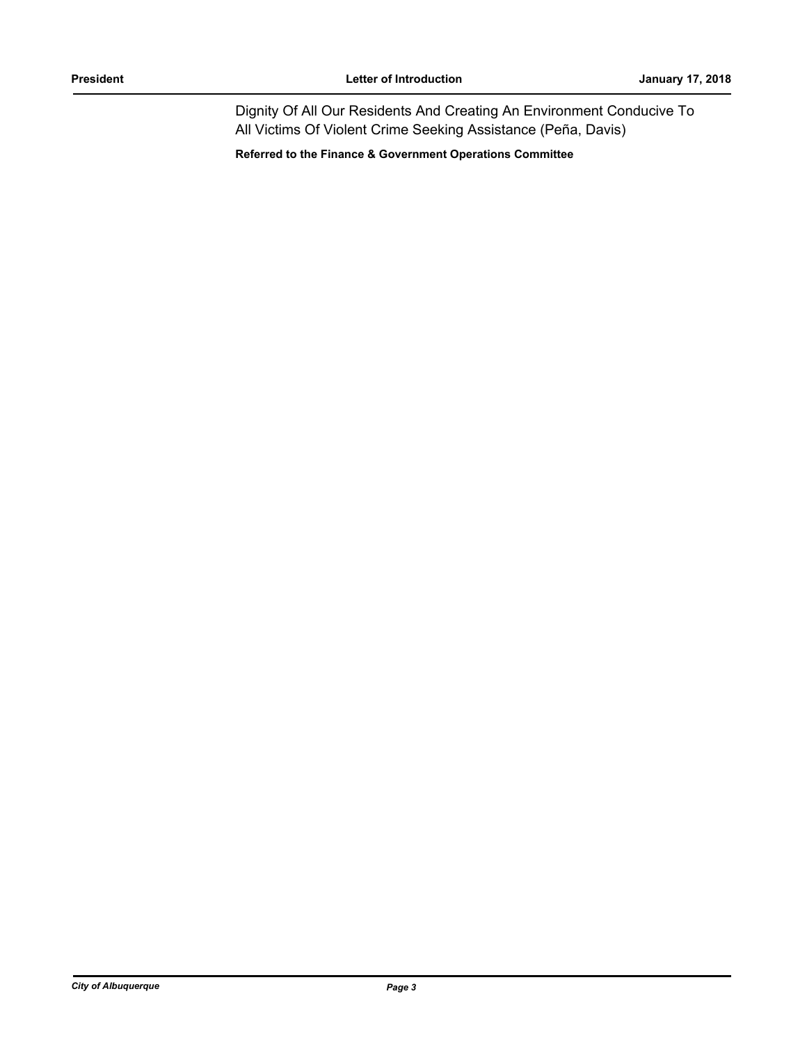Dignity Of All Our Residents And Creating An Environment Conducive To All Victims Of Violent Crime Seeking Assistance (Peña, Davis)

**Referred to the Finance & Government Operations Committee**